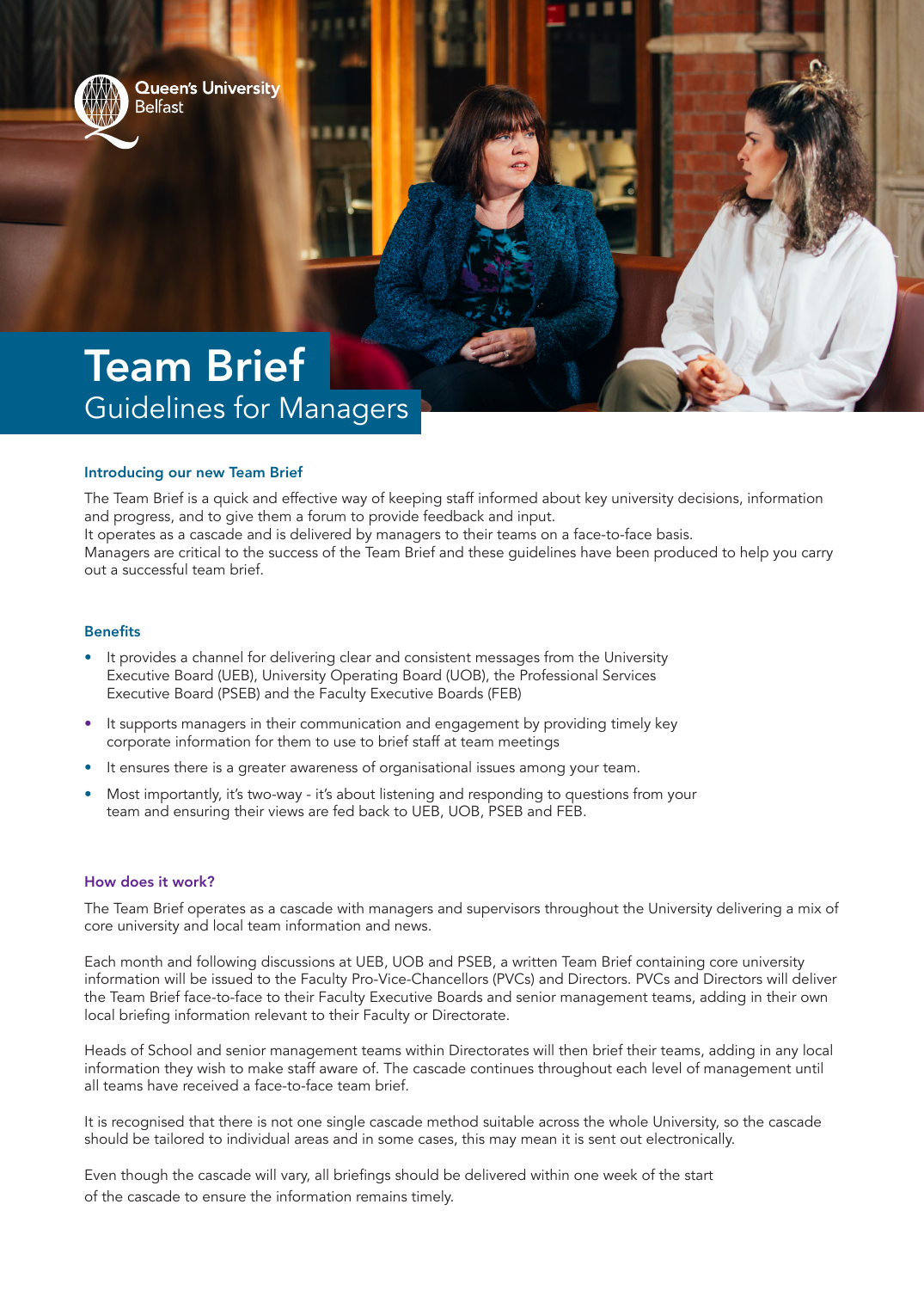Queen's University Belfast

# Team Brief

## Guidelines for Managers

### Introducing our new Team Brief

The Team Brief is a quick and effective way of keeping staff informed about key university decisions, information and progress, and to give them a forum to provide feedback and input.
It operates as a cascade and is delivered by managers to their teams on a face-to-face basis.
Managers are critical to the success of the Team Brief and these guidelines have been produced to help you carry out a successful team brief.

### Benefits

- It provides a channel for delivering clear and consistent messages from the University Executive Board (UEB), University Operating Board (UOB), the Professional Services Executive Board (PSEB) and the Faculty Executive Boards (FEB)
- It supports managers in their communication and engagement by providing timely key corporate information for them to use to brief staff at team meetings
- It ensures there is a greater awareness of organisational issues among your team.
- Most importantly, it's two-way - it's about listening and responding to questions from your team and ensuring their views are fed back to UEB, UOB, PSEB and FEB.

### How does it work?

The Team Brief operates as a cascade with managers and supervisors throughout the University delivering a mix of core university and local team information and news.

Each month and following discussions at UEB, UOB and PSEB, a written Team Brief containing core university information will be issued to the Faculty Pro-Vice-Chancellors (PVCs) and Directors. PVCs and Directors will deliver the Team Brief face-to-face to their Faculty Executive Boards and senior management teams, adding in their own local briefing information relevant to their Faculty or Directorate.

Heads of School and senior management teams within Directorates will then brief their teams, adding in any local information they wish to make staff aware of. The cascade continues throughout each level of management until all teams have received a face-to-face team brief.

It is recognised that there is not one single cascade method suitable across the whole University, so the cascade should be tailored to individual areas and in some cases, this may mean it is sent out electronically.

Even though the cascade will vary, all briefings should be delivered within one week of the start of the cascade to ensure the information remains timely.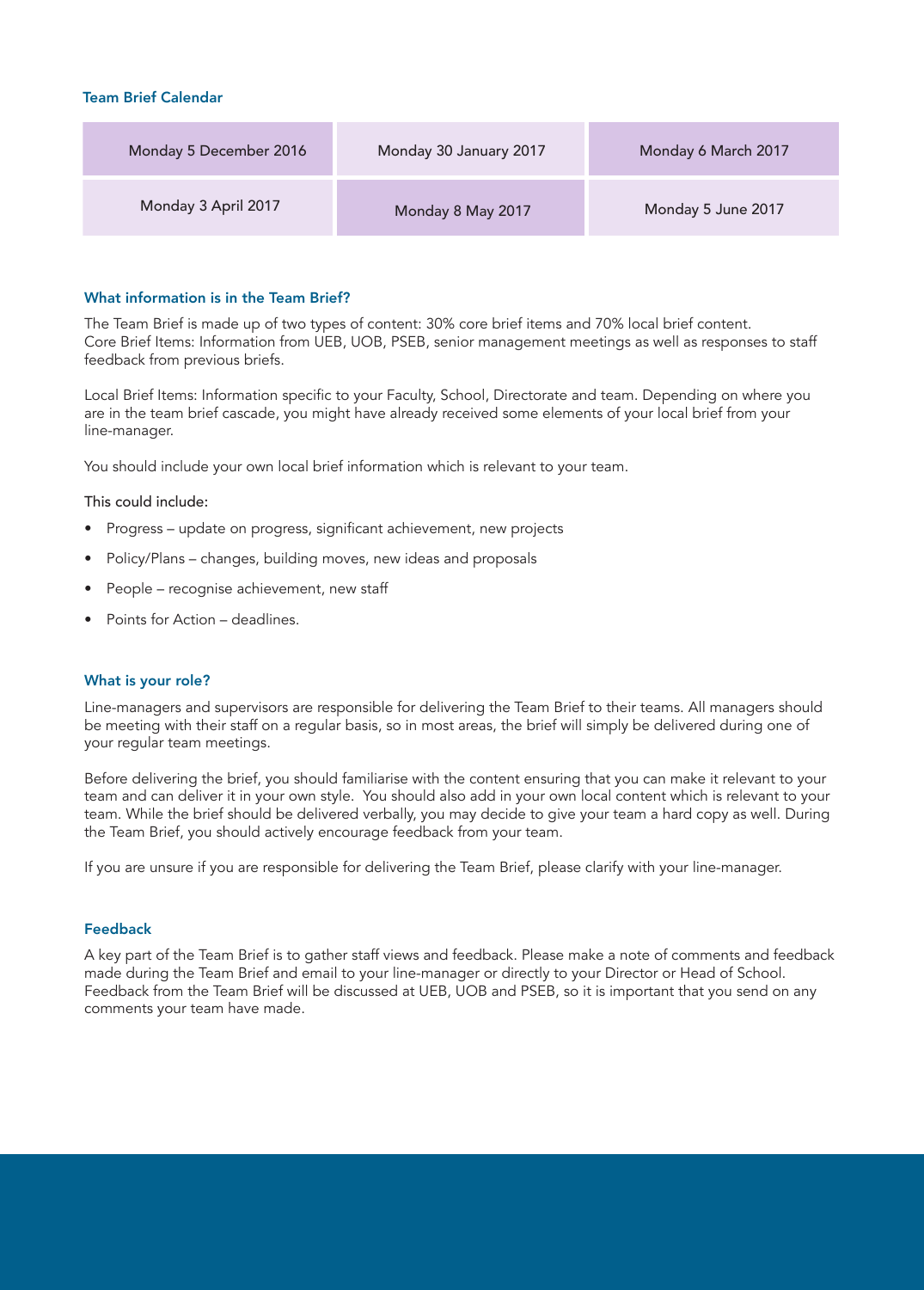### Team Brief Calendar

| | | |
|---|---|---|
| Monday 5 December 2016 | Monday 30 January 2017 | Monday 6 March 2017 |
| Monday 3 April 2017 | Monday 8 May 2017 | Monday 5 June 2017 |

### What information is in the Team Brief?

The Team Brief is made up of two types of content: 30% core brief items and 70% local brief content. Core Brief Items: Information from UEB, UOB, PSEB, senior management meetings as well as responses to staff feedback from previous briefs.

Local Brief Items: Information specific to your Faculty, School, Directorate and team. Depending on where you are in the team brief cascade, you might have already received some elements of your local brief from your line-manager.

You should include your own local brief information which is relevant to your team.

This could include:

- Progress – update on progress, significant achievement, new projects
- Policy/Plans – changes, building moves, new ideas and proposals
- People – recognise achievement, new staff
- Points for Action – deadlines.

### What is your role?

Line-managers and supervisors are responsible for delivering the Team Brief to their teams. All managers should be meeting with their staff on a regular basis, so in most areas, the brief will simply be delivered during one of your regular team meetings.

Before delivering the brief, you should familiarise with the content ensuring that you can make it relevant to your team and can deliver it in your own style. You should also add in your own local content which is relevant to your team. While the brief should be delivered verbally, you may decide to give your team a hard copy as well. During the Team Brief, you should actively encourage feedback from your team.

If you are unsure if you are responsible for delivering the Team Brief, please clarify with your line-manager.

### Feedback

A key part of the Team Brief is to gather staff views and feedback. Please make a note of comments and feedback made during the Team Brief and email to your line-manager or directly to your Director or Head of School. Feedback from the Team Brief will be discussed at UEB, UOB and PSEB, so it is important that you send on any comments your team have made.